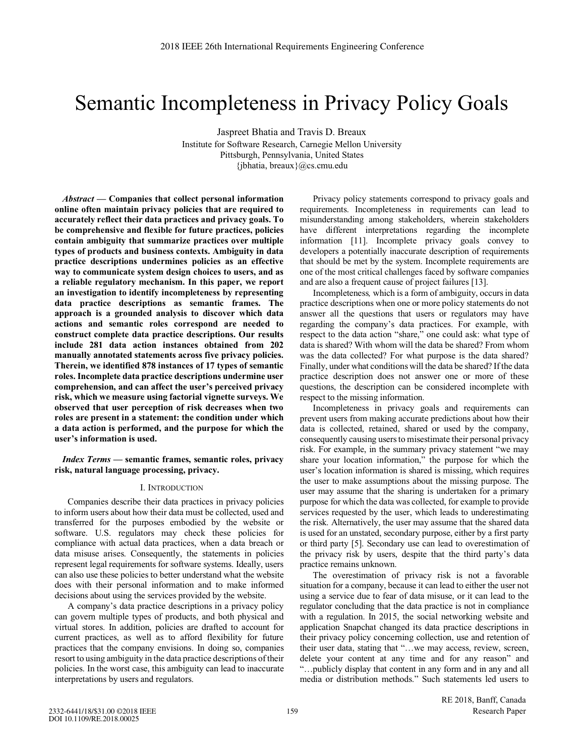# Semantic Incompleteness in Privacy Policy Goals

Jaspreet Bhatia and Travis D. Breaux
Institute for Software Research, Carnegie Mellon University
Pittsburgh, Pennsylvania, United States
{jbhatia, breaux}@cs.cmu.edu

***Abstract* — Companies that collect personal information online often maintain privacy policies that are required to accurately reflect their data practices and privacy goals. To be comprehensive and flexible for future practices, policies contain ambiguity that summarize practices over multiple types of products and business contexts. Ambiguity in data practice descriptions undermines policies as an effective way to communicate system design choices to users, and as a reliable regulatory mechanism. In this paper, we report an investigation to identify incompleteness by representing data practice descriptions as semantic frames. The approach is a grounded analysis to discover which data actions and semantic roles correspond are needed to construct complete data practice descriptions. Our results include 281 data action instances obtained from 202 manually annotated statements across five privacy policies. Therein, we identified 878 instances of 17 types of semantic roles. Incomplete data practice descriptions undermine user comprehension, and can affect the user's perceived privacy risk, which we measure using factorial vignette surveys. We observed that user perception of risk decreases when two roles are present in a statement: the condition under which a data action is performed, and the purpose for which the user's information is used.**

***Index Terms* — semantic frames, semantic roles, privacy risk, natural language processing, privacy.**

## I. Introduction

Companies describe their data practices in privacy policies to inform users about how their data must be collected, used and transferred for the purposes embodied by the website or software. U.S. regulators may check these policies for compliance with actual data practices, when a data breach or data misuse arises. Consequently, the statements in policies represent legal requirements for software systems. Ideally, users can also use these policies to better understand what the website does with their personal information and to make informed decisions about using the services provided by the website.

A company's data practice descriptions in a privacy policy can govern multiple types of products, and both physical and virtual stores. In addition, policies are drafted to account for current practices, as well as to afford flexibility for future practices that the company envisions. In doing so, companies resort to using ambiguity in the data practice descriptions of their policies. In the worst case, this ambiguity can lead to inaccurate interpretations by users and regulators.

Privacy policy statements correspond to privacy goals and requirements. Incompleteness in requirements can lead to misunderstanding among stakeholders, wherein stakeholders have different interpretations regarding the incomplete information [11]. Incomplete privacy goals convey to developers a potentially inaccurate description of requirements that should be met by the system. Incomplete requirements are one of the most critical challenges faced by software companies and are also a frequent cause of project failures [13].

Incompleteness*,* which is a form of ambiguity, occurs in data practice descriptions when one or more policy statements do not answer all the questions that users or regulators may have regarding the company's data practices. For example, with respect to the data action "share," one could ask: what type of data is shared? With whom will the data be shared? From whom was the data collected? For what purpose is the data shared? Finally, under what conditions will the data be shared? If the data practice description does not answer one or more of these questions, the description can be considered incomplete with respect to the missing information.

Incompleteness in privacy goals and requirements can prevent users from making accurate predictions about how their data is collected, retained, shared or used by the company, consequently causing users to misestimate their personal privacy risk. For example, in the summary privacy statement "we may share your location information," the purpose for which the user's location information is shared is missing, which requires the user to make assumptions about the missing purpose. The user may assume that the sharing is undertaken for a primary purpose for which the data was collected, for example to provide services requested by the user, which leads to underestimating the risk. Alternatively, the user may assume that the shared data is used for an unstated, secondary purpose, either by a first party or third party [5]. Secondary use can lead to overestimation of the privacy risk by users, despite that the third party's data practice remains unknown.

The overestimation of privacy risk is not a favorable situation for a company, because it can lead to either the user not using a service due to fear of data misuse, or it can lead to the regulator concluding that the data practice is not in compliance with a regulation. In 2015, the social networking website and application Snapchat changed its data practice descriptions in their privacy policy concerning collection, use and retention of their user data, stating that "…we may access, review, screen, delete your content at any time and for any reason" and "…publicly display that content in any form and in any and all media or distribution methods." Such statements led users to

2332-6441/18/$31.00 ©2018 IEEE
DOI 10.1109/RE.2018.00025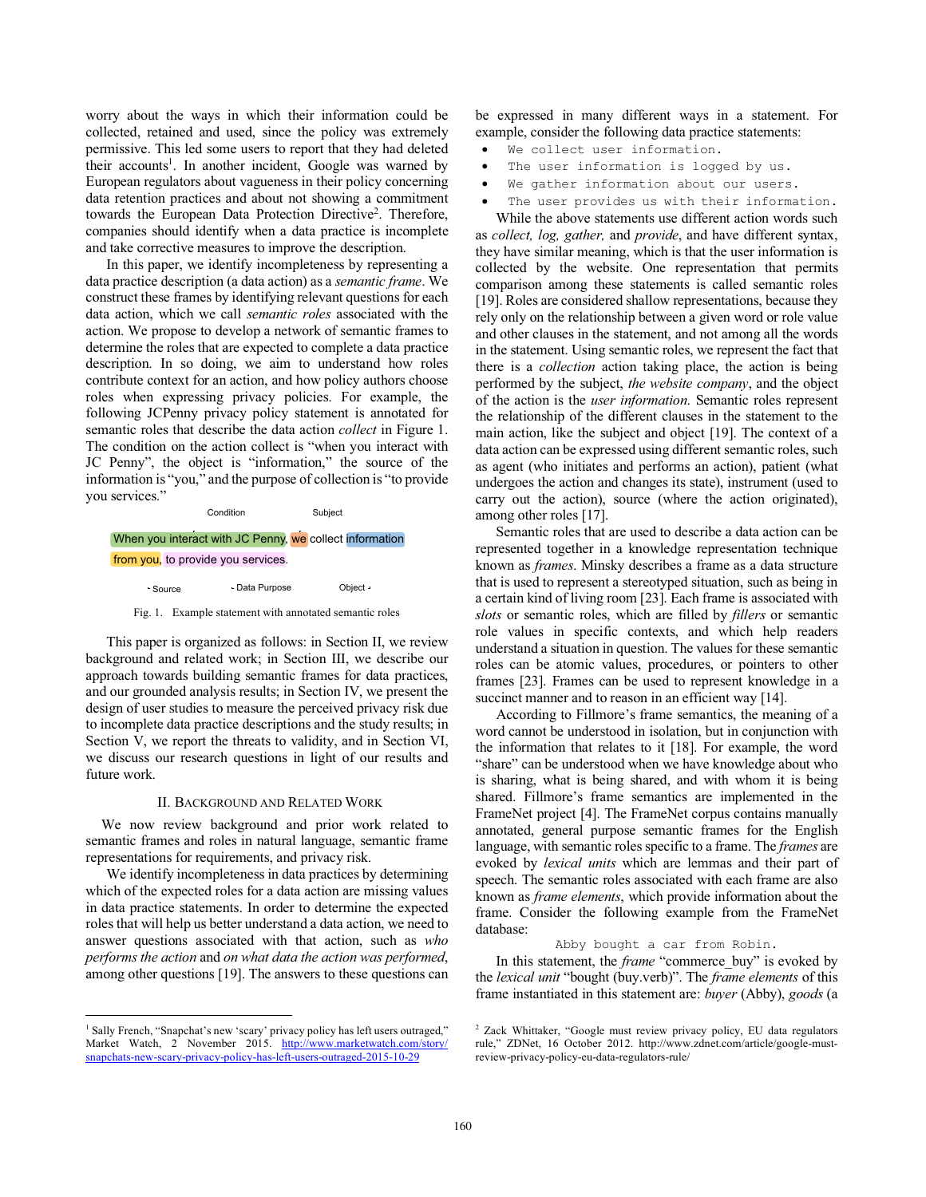worry about the ways in which their information could be collected, retained and used, since the policy was extremely permissive. This led some users to report that they had deleted their accounts[1]. In another incident, Google was warned by European regulators about vagueness in their policy concerning data retention practices and about not showing a commitment towards the European Data Protection Directive[2]. Therefore, companies should identify when a data practice is incomplete and take corrective measures to improve the description.

In this paper, we identify incompleteness by representing a data practice description (a data action) as a *semantic frame*. We construct these frames by identifying relevant questions for each data action, which we call *semantic roles* associated with the action. We propose to develop a network of semantic frames to determine the roles that are expected to complete a data practice description. In so doing, we aim to understand how roles contribute context for an action, and how policy authors choose roles when expressing privacy policies. For example, the following JCPenny privacy policy statement is annotated for semantic roles that describe the data action *collect* in Figure 1. The condition on the action collect is "when you interact with JC Penny", the object is "information," the source of the information is "you," and the purpose of collection is "to provide you services."

Condition

Subject

When you interact with JC Penny, we collect information from you, to provide you services.

Source

Data Purpose

Object

Fig. 1. Example statement with annotated semantic roles

This paper is organized as follows: in Section II, we review background and related work; in Section III, we describe our approach towards building semantic frames for data practices, and our grounded analysis results; in Section IV, we present the design of user studies to measure the perceived privacy risk due to incomplete data practice descriptions and the study results; in Section V, we report the threats to validity, and in Section VI, we discuss our research questions in light of our results and future work.

## II. Background and Related Work

We now review background and prior work related to semantic frames and roles in natural language, semantic frame representations for requirements, and privacy risk.

We identify incompleteness in data practices by determining which of the expected roles for a data action are missing values in data practice statements. In order to determine the expected roles that will help us better understand a data action, we need to answer questions associated with that action, such as *who performs the action* and *on what data the action was performed*, among other questions [19]. The answers to these questions can be expressed in many different ways in a statement. For example, consider the following data practice statements:

- `We collect user information.`
- `The user information is logged by us.`
- `We gather information about our users.`
- `The user provides us with their information.`

While the above statements use different action words such as *collect, log, gather,* and *provide*, and have different syntax, they have similar meaning, which is that the user information is collected by the website. One representation that permits comparison among these statements is called semantic roles [19]. Roles are considered shallow representations, because they rely only on the relationship between a given word or role value and other clauses in the statement, and not among all the words in the statement. Using semantic roles, we represent the fact that there is a *collection* action taking place, the action is being performed by the subject, *the website company*, and the object of the action is the *user information.* Semantic roles represent the relationship of the different clauses in the statement to the main action, like the subject and object [19]. The context of a data action can be expressed using different semantic roles, such as agent (who initiates and performs an action), patient (what undergoes the action and changes its state), instrument (used to carry out the action), source (where the action originated), among other roles [17].

Semantic roles that are used to describe a data action can be represented together in a knowledge representation technique known as *frames.* Minsky describes a frame as a data structure that is used to represent a stereotyped situation, such as being in a certain kind of living room [23]. Each frame is associated with *slots* or semantic roles, which are filled by *fillers* or semantic role values in specific contexts, and which help readers understand a situation in question. The values for these semantic roles can be atomic values, procedures, or pointers to other frames [23]. Frames can be used to represent knowledge in a succinct manner and to reason in an efficient way [14].

According to Fillmore's frame semantics, the meaning of a word cannot be understood in isolation, but in conjunction with the information that relates to it [18]. For example, the word "share" can be understood when we have knowledge about who is sharing, what is being shared, and with whom it is being shared. Fillmore's frame semantics are implemented in the FrameNet project [4]. The FrameNet corpus contains manually annotated, general purpose semantic frames for the English language, with semantic roles specific to a frame. The *frames* are evoked by *lexical units* which are lemmas and their part of speech. The semantic roles associated with each frame are also known as *frame elements*, which provide information about the frame. Consider the following example from the FrameNet database:

`Abby bought a car from Robin.`

In this statement, the *frame* "commerce_buy" is evoked by the *lexical unit* "bought (buy.verb)". The *frame elements* of this frame instantiated in this statement are: *buyer* (Abby), *goods* (a

---

[1] Sally French, "Snapchat's new 'scary' privacy policy has left users outraged," Market Watch, 2 November 2015. http://www.marketwatch.com/story/snapchats-new-scary-privacy-policy-has-left-users-outraged-2015-10-29

[2] Zack Whittaker, "Google must review privacy policy, EU data regulators rule," ZDNet, 16 October 2012. http://www.zdnet.com/article/google-must-review-privacy-policy-eu-data-regulators-rule/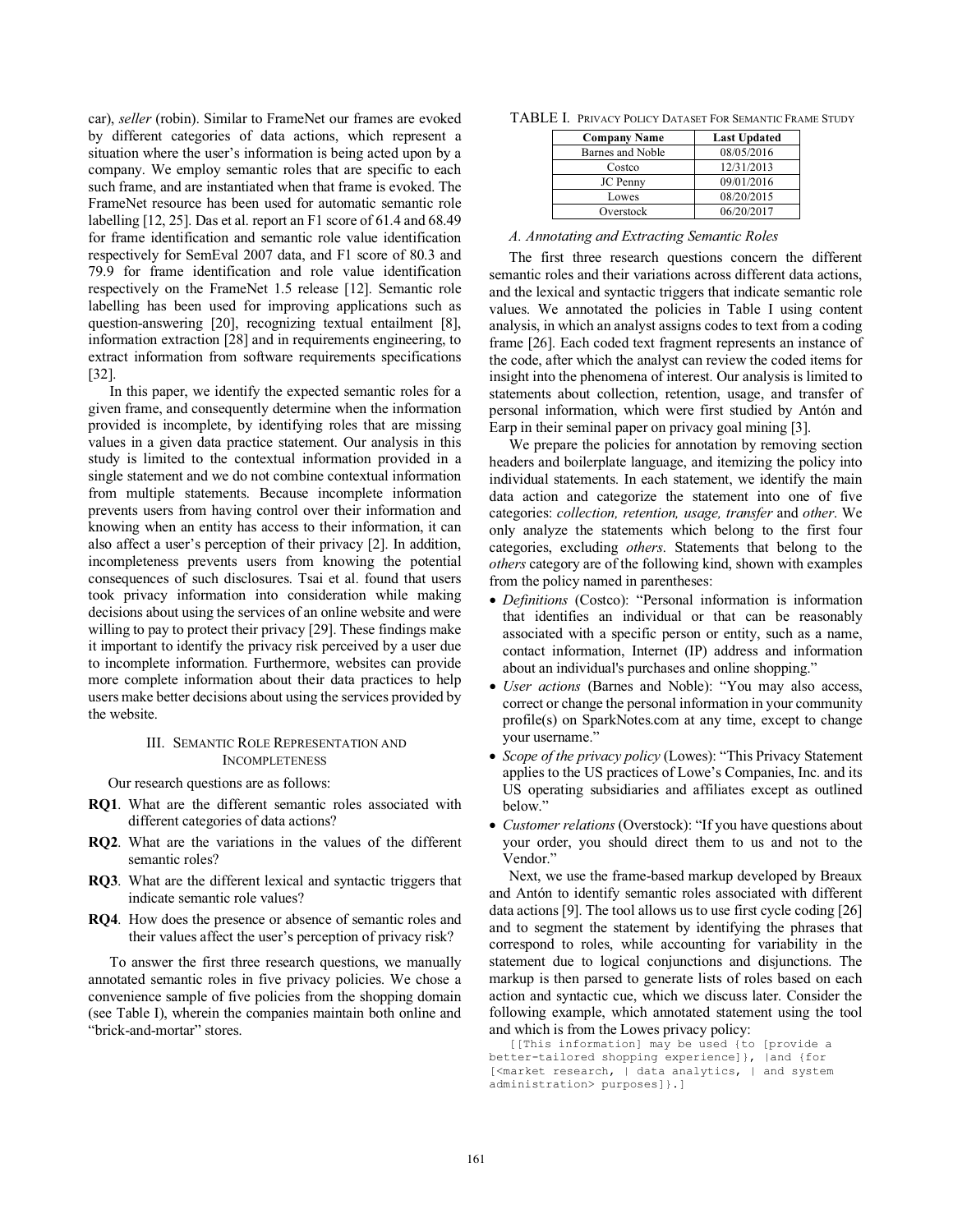car), *seller* (robin). Similar to FrameNet our frames are evoked by different categories of data actions, which represent a situation where the user's information is being acted upon by a company. We employ semantic roles that are specific to each such frame, and are instantiated when that frame is evoked. The FrameNet resource has been used for automatic semantic role labelling [12, 25]. Das et al. report an F1 score of 61.4 and 68.49 for frame identification and semantic role value identification respectively for SemEval 2007 data, and F1 score of 80.3 and 79.9 for frame identification and role value identification respectively on the FrameNet 1.5 release [12]. Semantic role labelling has been used for improving applications such as question-answering [20], recognizing textual entailment [8], information extraction [28] and in requirements engineering, to extract information from software requirements specifications [32].

In this paper, we identify the expected semantic roles for a given frame, and consequently determine when the information provided is incomplete, by identifying roles that are missing values in a given data practice statement. Our analysis in this study is limited to the contextual information provided in a single statement and we do not combine contextual information from multiple statements. Because incomplete information prevents users from having control over their information and knowing when an entity has access to their information, it can also affect a user's perception of their privacy [2]. In addition, incompleteness prevents users from knowing the potential consequences of such disclosures. Tsai et al. found that users took privacy information into consideration while making decisions about using the services of an online website and were willing to pay to protect their privacy [29]. These findings make it important to identify the privacy risk perceived by a user due to incomplete information. Furthermore, websites can provide more complete information about their data practices to help users make better decisions about using the services provided by the website.

## III. Semantic Role Representation and Incompleteness

Our research questions are as follows:

- **RQ1**. What are the different semantic roles associated with different categories of data actions?
- **RQ2**. What are the variations in the values of the different semantic roles?
- **RQ3**. What are the different lexical and syntactic triggers that indicate semantic role values?
- **RQ4**. How does the presence or absence of semantic roles and their values affect the user's perception of privacy risk?

To answer the first three research questions, we manually annotated semantic roles in five privacy policies. We chose a convenience sample of five policies from the shopping domain (see Table I), wherein the companies maintain both online and "brick-and-mortar" stores.

TABLE I. Privacy Policy Dataset For Semantic Frame Study

| Company Name | Last Updated |
|---|---|
| Barnes and Noble | 08/05/2016 |
| Costco | 12/31/2013 |
| JC Penny | 09/01/2016 |
| Lowes | 08/20/2015 |
| Overstock | 06/20/2017 |

### A. Annotating and Extracting Semantic Roles

The first three research questions concern the different semantic roles and their variations across different data actions, and the lexical and syntactic triggers that indicate semantic role values. We annotated the policies in Table I using content analysis, in which an analyst assigns codes to text from a coding frame [26]. Each coded text fragment represents an instance of the code, after which the analyst can review the coded items for insight into the phenomena of interest. Our analysis is limited to statements about collection, retention, usage, and transfer of personal information, which were first studied by Antón and Earp in their seminal paper on privacy goal mining [3].

We prepare the policies for annotation by removing section headers and boilerplate language, and itemizing the policy into individual statements. In each statement, we identify the main data action and categorize the statement into one of five categories: *collection, retention, usage, transfer* and *other*. We only analyze the statements which belong to the first four categories, excluding *others*. Statements that belong to the *others* category are of the following kind, shown with examples from the policy named in parentheses:

- *Definitions* (Costco): "Personal information is information that identifies an individual or that can be reasonably associated with a specific person or entity, such as a name, contact information, Internet (IP) address and information about an individual's purchases and online shopping."
- *User actions* (Barnes and Noble): "You may also access, correct or change the personal information in your community profile(s) on SparkNotes.com at any time, except to change your username."
- *Scope of the privacy policy* (Lowes): "This Privacy Statement applies to the US practices of Lowe's Companies, Inc. and its US operating subsidiaries and affiliates except as outlined below."
- *Customer relations* (Overstock): "If you have questions about your order, you should direct them to us and not to the Vendor."

Next, we use the frame-based markup developed by Breaux and Antón to identify semantic roles associated with different data actions [9]. The tool allows us to use first cycle coding [26] and to segment the statement by identifying the phrases that correspond to roles, while accounting for variability in the statement due to logical conjunctions and disjunctions. The markup is then parsed to generate lists of roles based on each action and syntactic cue, which we discuss later. Consider the following example, which annotated statement using the tool and which is from the Lowes privacy policy:

```
[[This information] may be used {to [provide a better-tailored shopping experience]}, |and {for [<market research, | data analytics, | and system administration> purposes]}.]
```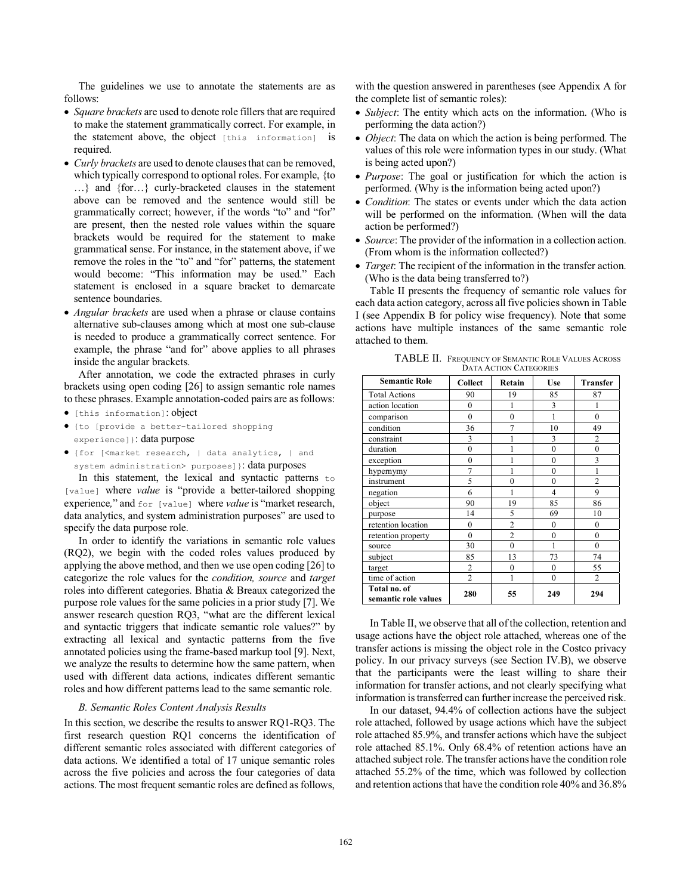The guidelines we use to annotate the statements are as follows:

- *Square brackets* are used to denote role fillers that are required to make the statement grammatically correct. For example, in the statement above, the object `[this information]` is required.
- *Curly brackets* are used to denote clauses that can be removed, which typically correspond to optional roles. For example, {to …} and {for…} curly-bracketed clauses in the statement above can be removed and the sentence would still be grammatically correct; however, if the words "to" and "for" are present, then the nested role values within the square brackets would be required for the statement to make grammatical sense. For instance, in the statement above, if we remove the roles in the "to" and "for" patterns, the statement would become: "This information may be used." Each statement is enclosed in a square bracket to demarcate sentence boundaries.
- *Angular brackets* are used when a phrase or clause contains alternative sub-clauses among which at most one sub-clause is needed to produce a grammatically correct sentence. For example, the phrase "and for" above applies to all phrases inside the angular brackets.

After annotation, we code the extracted phrases in curly brackets using open coding [26] to assign semantic role names to these phrases. Example annotation-coded pairs are as follows:

- `[this information]`: object
- `{to [provide a better-tailored shopping experience]}`: data purpose
- `{for [<market research, | data analytics, | and system administration> purposes]}`: data purposes

In this statement, the lexical and syntactic patterns `to [value]` where *value* is "provide a better-tailored shopping experience," and `for [value]` where *value* is "market research, data analytics, and system administration purposes" are used to specify the data purpose role.

In order to identify the variations in semantic role values (RQ2), we begin with the coded roles values produced by applying the above method, and then we use open coding [26] to categorize the role values for the *condition, source* and *target* roles into different categories. Bhatia & Breaux categorized the purpose role values for the same policies in a prior study [7]. We answer research question RQ3, "what are the different lexical and syntactic triggers that indicate semantic role values?" by extracting all lexical and syntactic patterns from the five annotated policies using the frame-based markup tool [9]. Next, we analyze the results to determine how the same pattern, when used with different data actions, indicates different semantic roles and how different patterns lead to the same semantic role.

### B. Semantic Roles Content Analysis Results

In this section, we describe the results to answer RQ1-RQ3. The first research question RQ1 concerns the identification of different semantic roles associated with different categories of data actions. We identified a total of 17 unique semantic roles across the five policies and across the four categories of data actions. The most frequent semantic roles are defined as follows, with the question answered in parentheses (see Appendix A for the complete list of semantic roles):

- *Subject*: The entity which acts on the information. (Who is performing the data action?)
- *Object*: The data on which the action is being performed. The values of this role were information types in our study. (What is being acted upon?)
- *Purpose*: The goal or justification for which the action is performed. (Why is the information being acted upon?)
- *Condition*: The states or events under which the data action will be performed on the information. (When will the data action be performed?)
- *Source*: The provider of the information in a collection action. (From whom is the information collected?)
- *Target*: The recipient of the information in the transfer action. (Who is the data being transferred to?)

Table II presents the frequency of semantic role values for each data action category, across all five policies shown in Table I (see Appendix B for policy wise frequency). Note that some actions have multiple instances of the same semantic role attached to them.

TABLE II. FREQUENCY OF SEMANTIC ROLE VALUES ACROSS DATA ACTION CATEGORIES

| Semantic Role | Collect | Retain | Use | Transfer |
|---|---|---|---|---|
| Total Actions | 90 | 19 | 85 | 87 |
| action location | 0 | 1 | 3 | 1 |
| comparison | 0 | 0 | 1 | 0 |
| condition | 36 | 7 | 10 | 49 |
| constraint | 3 | 1 | 3 | 2 |
| duration | 0 | 1 | 0 | 0 |
| exception | 0 | 1 | 0 | 3 |
| hypernymy | 7 | 1 | 0 | 1 |
| instrument | 5 | 0 | 0 | 2 |
| negation | 6 | 1 | 4 | 9 |
| object | 90 | 19 | 85 | 86 |
| purpose | 14 | 5 | 69 | 10 |
| retention location | 0 | 2 | 0 | 0 |
| retention property | 0 | 2 | 0 | 0 |
| source | 30 | 0 | 1 | 0 |
| subject | 85 | 13 | 73 | 74 |
| target | 2 | 0 | 0 | 55 |
| time of action | 2 | 1 | 0 | 2 |
| **Total no. of semantic role values** | **280** | **55** | **249** | **294** |

In Table II, we observe that all of the collection, retention and usage actions have the object role attached, whereas one of the transfer actions is missing the object role in the Costco privacy policy. In our privacy surveys (see Section IV.B), we observe that the participants were the least willing to share their information for transfer actions, and not clearly specifying what information is transferred can further increase the perceived risk.

In our dataset, 94.4% of collection actions have the subject role attached, followed by usage actions which have the subject role attached 85.9%, and transfer actions which have the subject role attached 85.1%. Only 68.4% of retention actions have an attached subject role. The transfer actions have the condition role attached 55.2% of the time, which was followed by collection and retention actions that have the condition role 40% and 36.8%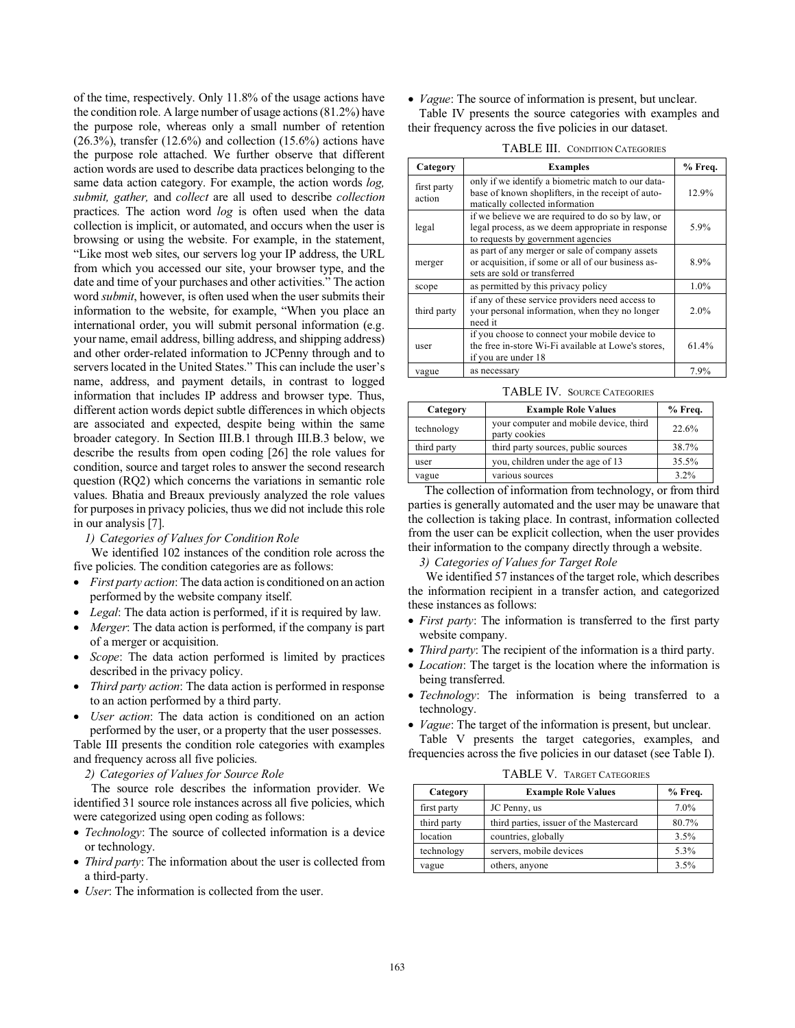of the time, respectively. Only 11.8% of the usage actions have the condition role. A large number of usage actions (81.2%) have the purpose role, whereas only a small number of retention (26.3%), transfer (12.6%) and collection (15.6%) actions have the purpose role attached. We further observe that different action words are used to describe data practices belonging to the same data action category. For example, the action words *log, submit, gather,* and *collect* are all used to describe *collection* practices. The action word *log* is often used when the data collection is implicit, or automated, and occurs when the user is browsing or using the website. For example, in the statement, "Like most web sites, our servers log your IP address, the URL from which you accessed our site, your browser type, and the date and time of your purchases and other activities." The action word *submit*, however, is often used when the user submits their information to the website, for example, "When you place an international order, you will submit personal information (e.g. your name, email address, billing address, and shipping address) and other order-related information to JCPenny through and to servers located in the United States." This can include the user's name, address, and payment details, in contrast to logged information that includes IP address and browser type. Thus, different action words depict subtle differences in which objects are associated and expected, despite being within the same broader category. In Section III.B.1 through III.B.3 below, we describe the results from open coding [26] the role values for condition, source and target roles to answer the second research question (RQ2) which concerns the variations in semantic role values. Bhatia and Breaux previously analyzed the role values for purposes in privacy policies, thus we did not include this role in our analysis [7].

*1) Categories of Values for Condition Role*

We identified 102 instances of the condition role across the five policies. The condition categories are as follows:

- *First party action*: The data action is conditioned on an action performed by the website company itself.
- *Legal*: The data action is performed, if it is required by law.
- *Merger*: The data action is performed, if the company is part of a merger or acquisition.
- *Scope*: The data action performed is limited by practices described in the privacy policy.
- *Third party action*: The data action is performed in response to an action performed by a third party.
- *User action*: The data action is conditioned on an action performed by the user, or a property that the user possesses.

Table III presents the condition role categories with examples and frequency across all five policies.

*2) Categories of Values for Source Role*

The source role describes the information provider. We identified 31 source role instances across all five policies, which were categorized using open coding as follows:

- *Technology*: The source of collected information is a device or technology.
- *Third party*: The information about the user is collected from a third-party.
- *User*: The information is collected from the user.
- *Vague*: The source of information is present, but unclear.

Table IV presents the source categories with examples and their frequency across the five policies in our dataset.

TABLE III. CONDITION CATEGORIES

| Category | Examples | % Freq. |
|---|---|---|
| first party action | only if we identify a biometric match to our database of known shoplifters, in the receipt of automatically collected information | 12.9% |
| legal | if we believe we are required to do so by law, or legal process, as we deem appropriate in response to requests by government agencies | 5.9% |
| merger | as part of any merger or sale of company assets or acquisition, if some or all of our business assets are sold or transferred | 8.9% |
| scope | as permitted by this privacy policy | 1.0% |
| third party | if any of these service providers need access to your personal information, when they no longer need it | 2.0% |
| user | if you choose to connect your mobile device to the free in-store Wi-Fi available at Lowe's stores, if you are under 18 | 61.4% |
| vague | as necessary | 7.9% |

TABLE IV. SOURCE CATEGORIES

| Category | Example Role Values | % Freq. |
|---|---|---|
| technology | your computer and mobile device, third party cookies | 22.6% |
| third party | third party sources, public sources | 38.7% |
| user | you, children under the age of 13 | 35.5% |
| vague | various sources | 3.2% |

The collection of information from technology, or from third parties is generally automated and the user may be unaware that the collection is taking place. In contrast, information collected from the user can be explicit collection, when the user provides their information to the company directly through a website.

*3) Categories of Values for Target Role*

We identified 57 instances of the target role, which describes the information recipient in a transfer action, and categorized these instances as follows:

- *First party*: The information is transferred to the first party website company.
- *Third party*: The recipient of the information is a third party.
- *Location*: The target is the location where the information is being transferred.
- *Technology*: The information is being transferred to a technology.
- *Vague*: The target of the information is present, but unclear.

Table V presents the target categories, examples, and frequencies across the five policies in our dataset (see Table I).

TABLE V. TARGET CATEGORIES

| Category | Example Role Values | % Freq. |
|---|---|---|
| first party | JC Penny, us | 7.0% |
| third party | third parties, issuer of the Mastercard | 80.7% |
| location | countries, globally | 3.5% |
| technology | servers, mobile devices | 5.3% |
| vague | others, anyone | 3.5% |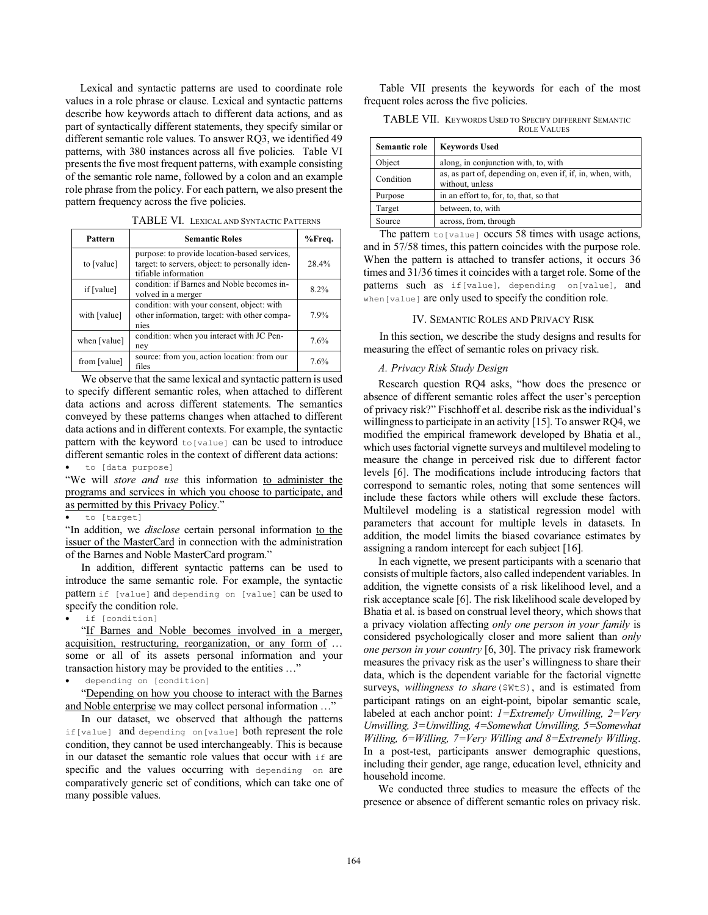Lexical and syntactic patterns are used to coordinate role values in a role phrase or clause. Lexical and syntactic patterns describe how keywords attach to different data actions, and as part of syntactically different statements, they specify similar or different semantic role values. To answer RQ3, we identified 49 patterns, with 380 instances across all five policies. Table VI presents the five most frequent patterns, with example consisting of the semantic role name, followed by a colon and an example role phrase from the policy. For each pattern, we also present the pattern frequency across the five policies.

TABLE VI. LEXICAL AND SYNTACTIC PATTERNS

| Pattern | Semantic Roles | %Freq. |
|---|---|---|
| to [value] | purpose: to provide location-based services, target: to servers, object: to personally identifiable information | 28.4% |
| if [value] | condition: if Barnes and Noble becomes involved in a merger | 8.2% |
| with [value] | condition: with your consent, object: with other information, target: with other companies | 7.9% |
| when [value] | condition: when you interact with JC Penney | 7.6% |
| from [value] | source: from you, action location: from our files | 7.6% |

We observe that the same lexical and syntactic pattern is used to specify different semantic roles, when attached to different data actions and across different statements. The semantics conveyed by these patterns changes when attached to different data actions and in different contexts. For example, the syntactic pattern with the keyword `to[value]` can be used to introduce different semantic roles in the context of different data actions:

- `to [data purpose]`

"We will *store and use* this information to administer the programs and services in which you choose to participate, and as permitted by this Privacy Policy."

- `to [target]`

"In addition, we *disclose* certain personal information to the issuer of the MasterCard in connection with the administration of the Barnes and Noble MasterCard program."

In addition, different syntactic patterns can be used to introduce the same semantic role. For example, the syntactic pattern `if [value]` and `depending on [value]` can be used to specify the condition role.

- `if [condition]`

"If Barnes and Noble becomes involved in a merger, acquisition, restructuring, reorganization, or any form of … some or all of its assets personal information and your transaction history may be provided to the entities …"

- `depending on [condition]`

"Depending on how you choose to interact with the Barnes and Noble enterprise we may collect personal information …"

In our dataset, we observed that although the patterns `if[value]` and `depending on[value]` both represent the role condition, they cannot be used interchangeably. This is because in our dataset the semantic role values that occur with `if` are specific and the values occurring with `depending on` are comparatively generic set of conditions, which can take one of many possible values.

Table VII presents the keywords for each of the most frequent roles across the five policies.

TABLE VII. KEYWORDS USED TO SPECIFY DIFFERENT SEMANTIC ROLE VALUES

| Semantic role | Keywords Used |
|---|---|
| Object | along, in conjunction with, to, with |
| Condition | as, as part of, depending on, even if, if, in, when, with, without, unless |
| Purpose | in an effort to, for, to, that, so that |
| Target | between, to, with |
| Source | across, from, through |

The pattern `to[value]` occurs 58 times with usage actions, and in 57/58 times, this pattern coincides with the purpose role. When the pattern is attached to transfer actions, it occurs 36 times and 31/36 times it coincides with a target role. Some of the patterns such as `if[value]`, `depending on[value]`, and `when[value]` are only used to specify the condition role.

## IV. SEMANTIC ROLES AND PRIVACY RISK

In this section, we describe the study designs and results for measuring the effect of semantic roles on privacy risk.

### A. Privacy Risk Study Design

Research question RQ4 asks, "how does the presence or absence of different semantic roles affect the user's perception of privacy risk?" Fischhoff et al. describe risk as the individual's willingness to participate in an activity [15]. To answer RQ4, we modified the empirical framework developed by Bhatia et al., which uses factorial vignette surveys and multilevel modeling to measure the change in perceived risk due to different factor levels [6]. The modifications include introducing factors that correspond to semantic roles, noting that some sentences will include these factors while others will exclude these factors. Multilevel modeling is a statistical regression model with parameters that account for multiple levels in datasets. In addition, the model limits the biased covariance estimates by assigning a random intercept for each subject [16].

In each vignette, we present participants with a scenario that consists of multiple factors, also called independent variables. In addition, the vignette consists of a risk likelihood level, and a risk acceptance scale [6]. The risk likelihood scale developed by Bhatia et al. is based on construal level theory, which shows that a privacy violation affecting *only one person in your family* is considered psychologically closer and more salient than *only one person in your country* [6, 30]. The privacy risk framework measures the privacy risk as the user's willingness to share their data, which is the dependent variable for the factorial vignette surveys, *willingness to share* (`$WtS`), and is estimated from participant ratings on an eight-point, bipolar semantic scale, labeled at each anchor point: *1=Extremely Unwilling, 2=Very Unwilling, 3=Unwilling, 4=Somewhat Unwilling, 5=Somewhat Willing, 6=Willing, 7=Very Willing and 8=Extremely Willing*. In a post-test, participants answer demographic questions, including their gender, age range, education level, ethnicity and household income.

We conducted three studies to measure the effects of the presence or absence of different semantic roles on privacy risk.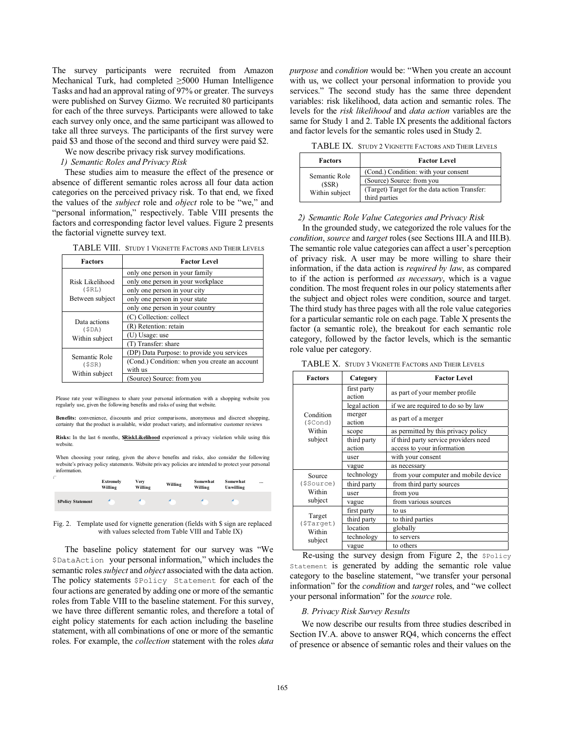The survey participants were recruited from Amazon Mechanical Turk, had completed ≥5000 Human Intelligence Tasks and had an approval rating of 97% or greater. The surveys were published on Survey Gizmo. We recruited 80 participants for each of the three surveys. Participants were allowed to take each survey only once, and the same participant was allowed to take all three surveys. The participants of the first survey were paid $3 and those of the second and third survey were paid $2.

We now describe privacy risk survey modifications.

*1) Semantic Roles and Privacy Risk*

These studies aim to measure the effect of the presence or absence of different semantic roles across all four data action categories on the perceived privacy risk. To that end, we fixed the values of the *subject* role and *object* role to be "we," and "personal information," respectively. Table VIII presents the factors and corresponding factor level values. Figure 2 presents the factorial vignette survey text.

TABLE VIII. Study 1 Vignette Factors and Their Levels

| Factors | Factor Level |
|---|---|
| Risk Likelihood (`$RL`) Between subject | only one person in your family |
| | only one person in your workplace |
| | only one person in your city |
| | only one person in your state |
| | only one person in your country |
| Data actions (`$DA`) Within subject | (C) Collection: collect |
| | (R) Retention: retain |
| | (U) Usage: use |
| | (T) Transfer: share |
| Semantic Role (`$SR`) Within subject | (DP) Data Purpose: to provide you services |
| | (Cond.) Condition: when you create an account with us |
| | (Source) Source: from you |

Please rate your willingness to share your personal information with a shopping website you regularly use, given the following benefits and risks of using that website.

**Benefits:** convenience, discounts and price comparisons, anonymous and discreet shopping, certainty that the product is available, wider product variety, and informative customer reviews

**Risks:** In the last 6 months, **$RiskLikelihood** experienced a privacy violation while using this website.

When choosing your rating, given the above benefits and risks, also consider the following website's privacy policy statements. Website privacy policies are intended to protect your personal information.

| | Extremely Willing | Very Willing | Willing | Somewhat Willing | Somewhat Unwilling | ... |
|---|---|---|---|---|---|---|
| **$Policy Statement** | ○ | ○ | ○ | ○ | ○ | |

Fig. 2. Template used for vignette generation (fields with $ sign are replaced with values selected from Table VIII and Table IX)

The baseline policy statement for our survey was "We `$DataAction` your personal information," which includes the semantic roles *subject* and *object* associated with the data action. The policy statements `$Policy Statement` for each of the four actions are generated by adding one or more of the semantic roles from Table VIII to the baseline statement. For this survey, we have three different semantic roles, and therefore a total of eight policy statements for each action including the baseline statement, with all combinations of one or more of the semantic roles. For example, the *collection* statement with the roles *data purpose* and *condition* would be: "When you create an account with us, we collect your personal information to provide you services." The second study has the same three dependent variables: risk likelihood, data action and semantic roles. The levels for the *risk likelihood* and *data action* variables are the same for Study 1 and 2. Table IX presents the additional factors and factor levels for the semantic roles used in Study 2.

TABLE IX. Study 2 Vignette Factors and Their Levels

| Factors | Factor Level |
|---|---|
| Semantic Role ($SR) Within subject | (Cond.) Condition: with your consent |
| | (Source) Source: from you |
| | (Target) Target for the data action Transfer: third parties |

*2) Semantic Role Value Categories and Privacy Risk*

In the grounded study, we categorized the role values for the *condition*, *source* and *target* roles (see Sections III.A and III.B). The semantic role value categories can affect a user's perception of privacy risk. A user may be more willing to share their information, if the data action is *required by law*, as compared to if the action is performed *as necessary*, which is a vague condition. The most frequent roles in our policy statements after the subject and object roles were condition, source and target. The third study has three pages with all the role value categories for a particular semantic role on each page. Table X presents the factor (a semantic role), the breakout for each semantic role category, followed by the factor levels, which is the semantic role value per category.

TABLE X. Study 3 Vignette Factors and Their Levels

| Factors | Category | Factor Level |
|---|---|---|
| Condition (`$Cond`) Within subject | first party action | as part of your member profile |
| | legal action | if we are required to do so by law |
| | merger action | as part of a merger |
| | scope | as permitted by this privacy policy |
| | third party action | if third party service providers need access to your information |
| | user | with your consent |
| | vague | as necessary |
| Source (`$Source`) Within subject | technology | from your computer and mobile device |
| | third party | from third party sources |
| | user | from you |
| | vague | from various sources |
| Target (`$Target`) Within subject | first party | to us |
| | third party | to third parties |
| | location | globally |
| | technology | to servers |
| | vague | to others |

Re-using the survey design from Figure 2, the `$Policy Statement` is generated by adding the semantic role value category to the baseline statement, "we transfer your personal information" for the *condition* and *target* roles, and "we collect your personal information" for the *source* role.

## B. Privacy Risk Survey Results

We now describe our results from three studies described in Section IV.A. above to answer RQ4, which concerns the effect of presence or absence of semantic roles and their values on the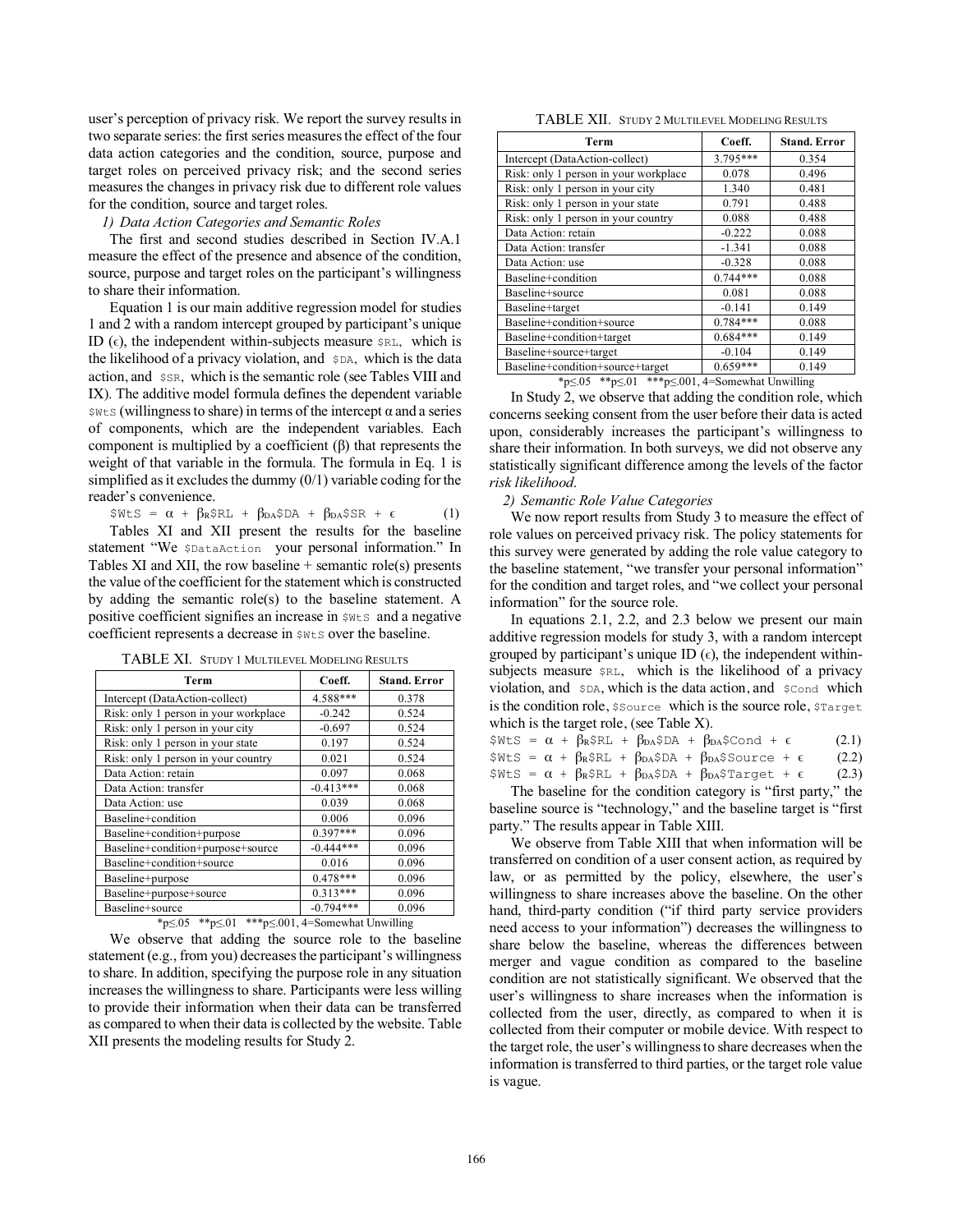user's perception of privacy risk. We report the survey results in two separate series: the first series measures the effect of the four data action categories and the condition, source, purpose and target roles on perceived privacy risk; and the second series measures the changes in privacy risk due to different role values for the condition, source and target roles.

*1) Data Action Categories and Semantic Roles*

The first and second studies described in Section IV.A.1 measure the effect of the presence and absence of the condition, source, purpose and target roles on the participant's willingness to share their information.

Equation 1 is our main additive regression model for studies 1 and 2 with a random intercept grouped by participant's unique ID ($\epsilon$), the independent within-subjects measure `$RL`, which is the likelihood of a privacy violation, and `$DA`, which is the data action, and `$SR`, which is the semantic role (see Tables VIII and IX). The additive model formula defines the dependent variable `$WtS` (willingness to share) in terms of the intercept $\alpha$ and a series of components, which are the independent variables. Each component is multiplied by a coefficient ($\beta$) that represents the weight of that variable in the formula. The formula in Eq. 1 is simplified as it excludes the dummy (0/1) variable coding for the reader's convenience.

$$\$WtS = \alpha + \beta_R\$RL + \beta_{DA}\$DA + \beta_{DA}\$SR + \epsilon \quad (1)$$

Tables XI and XII present the results for the baseline statement "We `$DataAction` your personal information." In Tables XI and XII, the row baseline + semantic role(s) presents the value of the coefficient for the statement which is constructed by adding the semantic role(s) to the baseline statement. A positive coefficient signifies an increase in `$WtS` and a negative coefficient represents a decrease in `$WtS` over the baseline.

TABLE XI. STUDY 1 MULTILEVEL MODELING RESULTS

| Term | Coeff. | Stand. Error |
|---|---|---|
| Intercept (DataAction-collect) | 4.588*** | 0.378 |
| Risk: only 1 person in your workplace | -0.242 | 0.524 |
| Risk: only 1 person in your city | -0.697 | 0.524 |
| Risk: only 1 person in your state | 0.197 | 0.524 |
| Risk: only 1 person in your country | 0.021 | 0.524 |
| Data Action: retain | 0.097 | 0.068 |
| Data Action: transfer | -0.413*** | 0.068 |
| Data Action: use | 0.039 | 0.068 |
| Baseline+condition | 0.006 | 0.096 |
| Baseline+condition+purpose | 0.397*** | 0.096 |
| Baseline+condition+purpose+source | -0.444*** | 0.096 |
| Baseline+condition+source | 0.016 | 0.096 |
| Baseline+purpose | 0.478*** | 0.096 |
| Baseline+purpose+source | 0.313*** | 0.096 |
| Baseline+source | -0.794*** | 0.096 |

*p≤.05 **p≤.01 ***p≤.001, 4=Somewhat Unwilling

We observe that adding the source role to the baseline statement (e.g., from you) decreases the participant's willingness to share. In addition, specifying the purpose role in any situation increases the willingness to share. Participants were less willing to provide their information when their data can be transferred as compared to when their data is collected by the website. Table XII presents the modeling results for Study 2.

TABLE XII. STUDY 2 MULTILEVEL MODELING RESULTS

| Term | Coeff. | Stand. Error |
|---|---|---|
| Intercept (DataAction-collect) | 3.795*** | 0.354 |
| Risk: only 1 person in your workplace | 0.078 | 0.496 |
| Risk: only 1 person in your city | 1.340 | 0.481 |
| Risk: only 1 person in your state | 0.791 | 0.488 |
| Risk: only 1 person in your country | 0.088 | 0.488 |
| Data Action: retain | -0.222 | 0.088 |
| Data Action: transfer | -1.341 | 0.088 |
| Data Action: use | -0.328 | 0.088 |
| Baseline+condition | 0.744*** | 0.088 |
| Baseline+source | 0.081 | 0.088 |
| Baseline+target | -0.141 | 0.149 |
| Baseline+condition+source | 0.784*** | 0.088 |
| Baseline+condition+target | 0.684*** | 0.149 |
| Baseline+source+target | -0.104 | 0.149 |
| Baseline+condition+source+target | 0.659*** | 0.149 |

*p≤.05 **p≤.01 ***p≤.001, 4=Somewhat Unwilling

In Study 2, we observe that adding the condition role, which concerns seeking consent from the user before their data is acted upon, considerably increases the participant's willingness to share their information. In both surveys, we did not observe any statistically significant difference among the levels of the factor *risk likelihood*.

*2) Semantic Role Value Categories*

We now report results from Study 3 to measure the effect of role values on perceived privacy risk. The policy statements for this survey were generated by adding the role value category to the baseline statement, "we transfer your personal information" for the condition and target roles, and "we collect your personal information" for the source role.

In equations 2.1, 2.2, and 2.3 below we present our main additive regression models for study 3, with a random intercept grouped by participant's unique ID ($\epsilon$), the independent within-subjects measure `$RL`, which is the likelihood of a privacy violation, and `$DA`, which is the data action, and `$Cond` which is the condition role, `$Source` which is the source role, `$Target` which is the target role, (see Table X).

$$\$WtS = \alpha + \beta_R\$RL + \beta_{DA}\$DA + \beta_{DA}\$Cond + \epsilon \quad (2.1)$$

$$\$WtS = \alpha + \beta_R\$RL + \beta_{DA}\$DA + \beta_{DA}\$Source + \epsilon \quad (2.2)$$

$$\$WtS = \alpha + \beta_R\$RL + \beta_{DA}\$DA + \beta_{DA}\$Target + \epsilon \quad (2.3)$$

The baseline for the condition category is "first party," the baseline source is "technology," and the baseline target is "first party." The results appear in Table XIII.

We observe from Table XIII that when information will be transferred on condition of a user consent action, as required by law, or as permitted by the policy, elsewhere, the user's willingness to share increases above the baseline. On the other hand, third-party condition ("if third party service providers need access to your information") decreases the willingness to share below the baseline, whereas the differences between merger and vague condition as compared to the baseline condition are not statistically significant. We observed that the user's willingness to share increases when the information is collected from the user, directly, as compared to when it is collected from their computer or mobile device. With respect to the target role, the user's willingness to share decreases when the information is transferred to third parties, or the target role value is vague.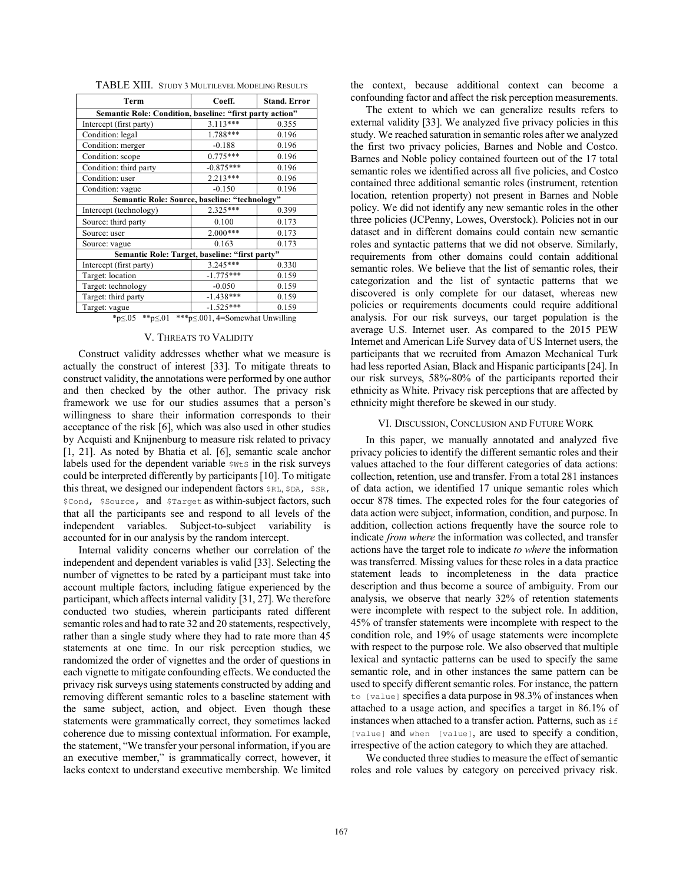TABLE XIII. Study 3 Multilevel Modeling Results

| Term | Coeff. | Stand. Error |
|---|---|---|
| **Semantic Role: Condition, baseline: "first party action"** | | |
| Intercept (first party) | 3.113*** | 0.355 |
| Condition: legal | 1.788*** | 0.196 |
| Condition: merger | -0.188 | 0.196 |
| Condition: scope | 0.775*** | 0.196 |
| Condition: third party | -0.875*** | 0.196 |
| Condition: user | 2.213*** | 0.196 |
| Condition: vague | -0.150 | 0.196 |
| **Semantic Role: Source, baseline: "technology"** | | |
| Intercept (technology) | 2.325*** | 0.399 |
| Source: third party | 0.100 | 0.173 |
| Source: user | 2.000*** | 0.173 |
| Source: vague | 0.163 | 0.173 |
| **Semantic Role: Target, baseline: "first party"** | | |
| Intercept (first party) | 3.245*** | 0.330 |
| Target: location | -1.775*** | 0.159 |
| Target: technology | -0.050 | 0.159 |
| Target: third party | -1.438*** | 0.159 |
| Target: vague | -1.525*** | 0.159 |

*p≤.05 **p≤.01 ***p≤.001, 4=Somewhat Unwilling

## V. Threats to Validity

Construct validity addresses whether what we measure is actually the construct of interest [33]. To mitigate threats to construct validity, the annotations were performed by one author and then checked by the other author. The privacy risk framework we use for our studies assumes that a person's willingness to share their information corresponds to their acceptance of the risk [6], which was also used in other studies by Acquisti and Knijnenburg to measure risk related to privacy [1, 21]. As noted by Bhatia et al. [6], semantic scale anchor labels used for the dependent variable `$WtS` in the risk surveys could be interpreted differently by participants [10]. To mitigate this threat, we designed our independent factors `$RL`, `$DA`, `$SR`, `$Cond`, `$Source`, and `$Target` as within-subject factors, such that all the participants see and respond to all levels of the independent variables. Subject-to-subject variability is accounted for in our analysis by the random intercept.

Internal validity concerns whether our correlation of the independent and dependent variables is valid [33]. Selecting the number of vignettes to be rated by a participant must take into account multiple factors, including fatigue experienced by the participant, which affects internal validity [31, 27]. We therefore conducted two studies, wherein participants rated different semantic roles and had to rate 32 and 20 statements, respectively, rather than a single study where they had to rate more than 45 statements at one time. In our risk perception studies, we randomized the order of vignettes and the order of questions in each vignette to mitigate confounding effects. We conducted the privacy risk surveys using statements constructed by adding and removing different semantic roles to a baseline statement with the same subject, action, and object. Even though these statements were grammatically correct, they sometimes lacked coherence due to missing contextual information. For example, the statement, "We transfer your personal information, if you are an executive member," is grammatically correct, however, it lacks context to understand executive membership. We limited the context, because additional context can become a confounding factor and affect the risk perception measurements.

The extent to which we can generalize results refers to external validity [33]. We analyzed five privacy policies in this study. We reached saturation in semantic roles after we analyzed the first two privacy policies, Barnes and Noble and Costco. Barnes and Noble policy contained fourteen out of the 17 total semantic roles we identified across all five policies, and Costco contained three additional semantic roles (instrument, retention location, retention property) not present in Barnes and Noble policy. We did not identify any new semantic roles in the other three policies (JCPenny, Lowes, Overstock). Policies not in our dataset and in different domains could contain new semantic roles and syntactic patterns that we did not observe. Similarly, requirements from other domains could contain additional semantic roles. We believe that the list of semantic roles, their categorization and the list of syntactic patterns that we discovered is only complete for our dataset, whereas new policies or requirements documents could require additional analysis. For our risk surveys, our target population is the average U.S. Internet user. As compared to the 2015 PEW Internet and American Life Survey data of US Internet users, the participants that we recruited from Amazon Mechanical Turk had less reported Asian, Black and Hispanic participants [24]. In our risk surveys, 58%-80% of the participants reported their ethnicity as White. Privacy risk perceptions that are affected by ethnicity might therefore be skewed in our study.

## VI. Discussion, Conclusion and Future Work

In this paper, we manually annotated and analyzed five privacy policies to identify the different semantic roles and their values attached to the four different categories of data actions: collection, retention, use and transfer. From a total 281 instances of data action, we identified 17 unique semantic roles which occur 878 times. The expected roles for the four categories of data action were subject, information, condition, and purpose. In addition, collection actions frequently have the source role to indicate *from where* the information was collected, and transfer actions have the target role to indicate *to where* the information was transferred. Missing values for these roles in a data practice statement leads to incompleteness in the data practice description and thus become a source of ambiguity. From our analysis, we observe that nearly 32% of retention statements were incomplete with respect to the subject role. In addition, 45% of transfer statements were incomplete with respect to the condition role, and 19% of usage statements were incomplete with respect to the purpose role. We also observed that multiple lexical and syntactic patterns can be used to specify the same semantic role, and in other instances the same pattern can be used to specify different semantic roles. For instance, the pattern `to [value]` specifies a data purpose in 98.3% of instances when attached to a usage action, and specifies a target in 86.1% of instances when attached to a transfer action. Patterns, such as `if [value]` and `when [value]`, are used to specify a condition, irrespective of the action category to which they are attached.

We conducted three studies to measure the effect of semantic roles and role values by category on perceived privacy risk.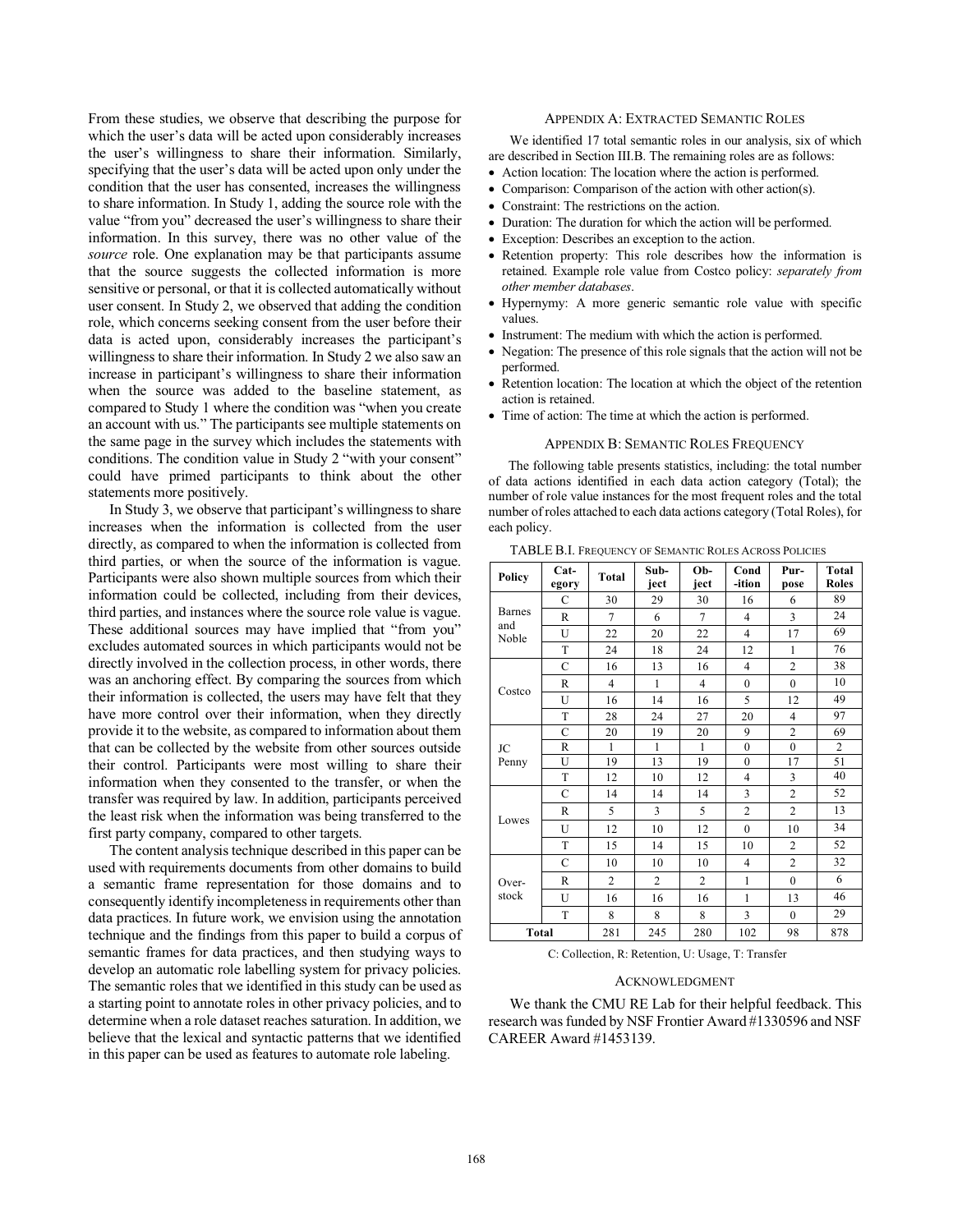From these studies, we observe that describing the purpose for which the user's data will be acted upon considerably increases the user's willingness to share their information. Similarly, specifying that the user's data will be acted upon only under the condition that the user has consented, increases the willingness to share information. In Study 1, adding the source role with the value "from you" decreased the user's willingness to share their information. In this survey, there was no other value of the *source* role. One explanation may be that participants assume that the source suggests the collected information is more sensitive or personal, or that it is collected automatically without user consent. In Study 2, we observed that adding the condition role, which concerns seeking consent from the user before their data is acted upon, considerably increases the participant's willingness to share their information. In Study 2 we also saw an increase in participant's willingness to share their information when the source was added to the baseline statement, as compared to Study 1 where the condition was "when you create an account with us." The participants see multiple statements on the same page in the survey which includes the statements with conditions. The condition value in Study 2 "with your consent" could have primed participants to think about the other statements more positively.

In Study 3, we observe that participant's willingness to share increases when the information is collected from the user directly, as compared to when the information is collected from third parties, or when the source of the information is vague. Participants were also shown multiple sources from which their information could be collected, including from their devices, third parties, and instances where the source role value is vague. These additional sources may have implied that "from you" excludes automated sources in which participants would not be directly involved in the collection process, in other words, there was an anchoring effect. By comparing the sources from which their information is collected, the users may have felt that they have more control over their information, when they directly provide it to the website, as compared to information about them that can be collected by the website from other sources outside their control. Participants were most willing to share their information when they consented to the transfer, or when the transfer was required by law. In addition, participants perceived the least risk when the information was being transferred to the first party company, compared to other targets.

The content analysis technique described in this paper can be used with requirements documents from other domains to build a semantic frame representation for those domains and to consequently identify incompleteness in requirements other than data practices. In future work, we envision using the annotation technique and the findings from this paper to build a corpus of semantic frames for data practices, and then studying ways to develop an automatic role labelling system for privacy policies. The semantic roles that we identified in this study can be used as a starting point to annotate roles in other privacy policies, and to determine when a role dataset reaches saturation. In addition, we believe that the lexical and syntactic patterns that we identified in this paper can be used as features to automate role labeling.

## Appendix A: Extracted Semantic Roles

We identified 17 total semantic roles in our analysis, six of which are described in Section III.B. The remaining roles are as follows:

- Action location: The location where the action is performed.
- Comparison: Comparison of the action with other action(s).
- Constraint: The restrictions on the action.
- Duration: The duration for which the action will be performed.
- Exception: Describes an exception to the action.
- Retention property: This role describes how the information is retained. Example role value from Costco policy: *separately from other member databases*.
- Hypernymy: A more generic semantic role value with specific values.
- Instrument: The medium with which the action is performed.
- Negation: The presence of this role signals that the action will not be performed.
- Retention location: The location at which the object of the retention action is retained.
- Time of action: The time at which the action is performed.

## Appendix B: Semantic Roles Frequency

The following table presents statistics, including: the total number of data actions identified in each data action category (Total); the number of role value instances for the most frequent roles and the total number of roles attached to each data actions category (Total Roles), for each policy.

TABLE B.I. Frequency of Semantic Roles Across Policies

| Policy | Category | Total | Subject | Object | Condition | Purpose | Total Roles |
|---|---|---|---|---|---|---|---|
| Barnes and Noble | C | 30 | 29 | 30 | 16 | 6 | 89 |
| | R | 7 | 6 | 7 | 4 | 3 | 24 |
| | U | 22 | 20 | 22 | 4 | 17 | 69 |
| | T | 24 | 18 | 24 | 12 | 1 | 76 |
| Costco | C | 16 | 13 | 16 | 4 | 2 | 38 |
| | R | 4 | 1 | 4 | 0 | 0 | 10 |
| | U | 16 | 14 | 16 | 5 | 12 | 49 |
| | T | 28 | 24 | 27 | 20 | 4 | 97 |
| JC Penny | C | 20 | 19 | 20 | 9 | 2 | 69 |
| | R | 1 | 1 | 1 | 0 | 0 | 2 |
| | U | 19 | 13 | 19 | 0 | 17 | 51 |
| | T | 12 | 10 | 12 | 4 | 3 | 40 |
| Lowes | C | 14 | 14 | 14 | 3 | 2 | 52 |
| | R | 5 | 3 | 5 | 2 | 2 | 13 |
| | U | 12 | 10 | 12 | 0 | 10 | 34 |
| | T | 15 | 14 | 15 | 10 | 2 | 52 |
| Overstock | C | 10 | 10 | 10 | 4 | 2 | 32 |
| | R | 2 | 2 | 2 | 1 | 0 | 6 |
| | U | 16 | 16 | 16 | 1 | 13 | 46 |
| | T | 8 | 8 | 8 | 3 | 0 | 29 |
| Total | | 281 | 245 | 280 | 102 | 98 | 878 |

C: Collection, R: Retention, U: Usage, T: Transfer

## Acknowledgment

We thank the CMU RE Lab for their helpful feedback. This research was funded by NSF Frontier Award #1330596 and NSF CAREER Award #1453139.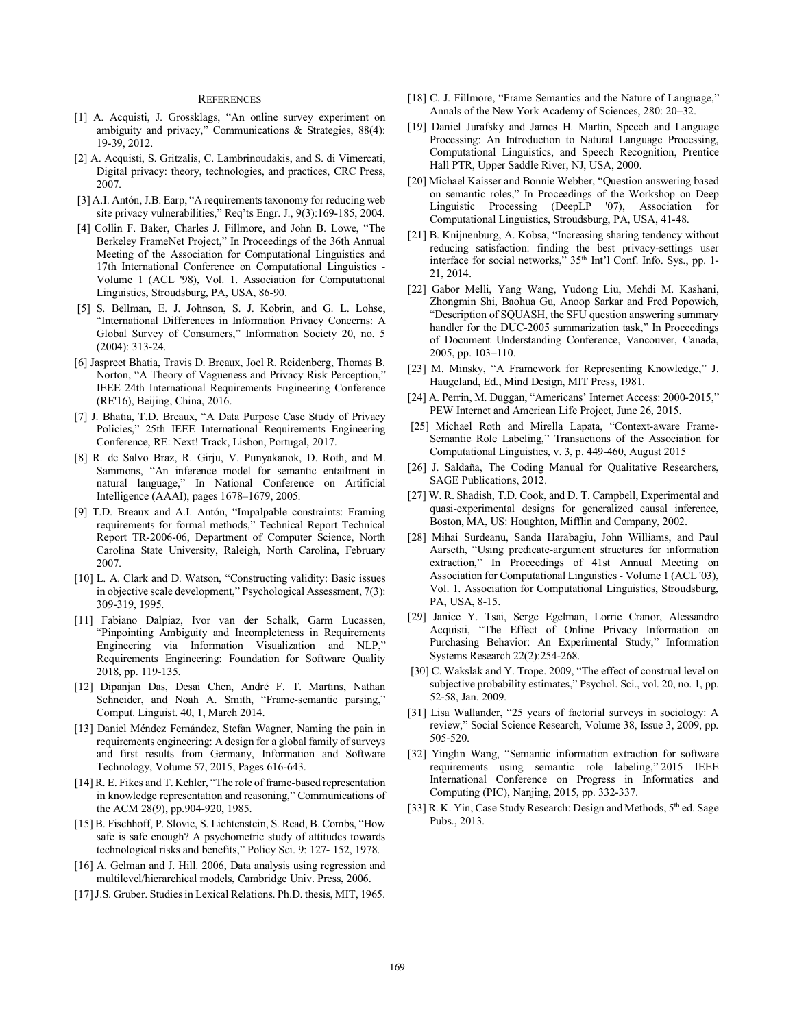## REFERENCES

[1] A. Acquisti, J. Grossklags, "An online survey experiment on ambiguity and privacy," Communications & Strategies, 88(4): 19-39, 2012.

[2] A. Acquisti, S. Gritzalis, C. Lambrinoudakis, and S. di Vimercati, Digital privacy: theory, technologies, and practices, CRC Press, 2007.

[3] A.I. Antón, J.B. Earp, "A requirements taxonomy for reducing web site privacy vulnerabilities," Req'ts Engr. J., 9(3):169-185, 2004.

[4] Collin F. Baker, Charles J. Fillmore, and John B. Lowe, "The Berkeley FrameNet Project," In Proceedings of the 36th Annual Meeting of the Association for Computational Linguistics and 17th International Conference on Computational Linguistics - Volume 1 (ACL '98), Vol. 1. Association for Computational Linguistics, Stroudsburg, PA, USA, 86-90.

[5] S. Bellman, E. J. Johnson, S. J. Kobrin, and G. L. Lohse, "International Differences in Information Privacy Concerns: A Global Survey of Consumers," Information Society 20, no. 5 (2004): 313-24.

[6] Jaspreet Bhatia, Travis D. Breaux, Joel R. Reidenberg, Thomas B. Norton, "A Theory of Vagueness and Privacy Risk Perception," IEEE 24th International Requirements Engineering Conference (RE'16), Beijing, China, 2016.

[7] J. Bhatia, T.D. Breaux, "A Data Purpose Case Study of Privacy Policies," 25th IEEE International Requirements Engineering Conference, RE: Next! Track, Lisbon, Portugal, 2017.

[8] R. de Salvo Braz, R. Girju, V. Punyakanok, D. Roth, and M. Sammons, "An inference model for semantic entailment in natural language," In National Conference on Artificial Intelligence (AAAI), pages 1678–1679, 2005.

[9] T.D. Breaux and A.I. Antón, "Impalpable constraints: Framing requirements for formal methods," Technical Report Technical Report TR-2006-06, Department of Computer Science, North Carolina State University, Raleigh, North Carolina, February 2007.

[10] L. A. Clark and D. Watson, "Constructing validity: Basic issues in objective scale development," Psychological Assessment, 7(3): 309-319, 1995.

[11] Fabiano Dalpiaz, Ivor van der Schalk, Garm Lucassen, "Pinpointing Ambiguity and Incompleteness in Requirements Engineering via Information Visualization and NLP," Requirements Engineering: Foundation for Software Quality 2018, pp. 119-135.

[12] Dipanjan Das, Desai Chen, André F. T. Martins, Nathan Schneider, and Noah A. Smith, "Frame-semantic parsing," Comput. Linguist. 40, 1, March 2014.

[13] Daniel Méndez Fernández, Stefan Wagner, Naming the pain in requirements engineering: A design for a global family of surveys and first results from Germany, Information and Software Technology, Volume 57, 2015, Pages 616-643.

[14] R. E. Fikes and T. Kehler, "The role of frame-based representation in knowledge representation and reasoning," Communications of the ACM 28(9), pp.904-920, 1985.

[15] B. Fischhoff, P. Slovic, S. Lichtenstein, S. Read, B. Combs, "How safe is safe enough? A psychometric study of attitudes towards technological risks and benefits," Policy Sci. 9: 127- 152, 1978.

[16] A. Gelman and J. Hill. 2006, Data analysis using regression and multilevel/hierarchical models, Cambridge Univ. Press, 2006.

[17] J.S. Gruber. Studies in Lexical Relations. Ph.D. thesis, MIT, 1965.

[18] C. J. Fillmore, "Frame Semantics and the Nature of Language," Annals of the New York Academy of Sciences, 280: 20–32.

[19] Daniel Jurafsky and James H. Martin, Speech and Language Processing: An Introduction to Natural Language Processing, Computational Linguistics, and Speech Recognition, Prentice Hall PTR, Upper Saddle River, NJ, USA, 2000.

[20] Michael Kaisser and Bonnie Webber, "Question answering based on semantic roles," In Proceedings of the Workshop on Deep Linguistic Processing (DeepLP '07), Association for Computational Linguistics, Stroudsburg, PA, USA, 41-48.

[21] B. Knijnenburg, A. Kobsa, "Increasing sharing tendency without reducing satisfaction: finding the best privacy-settings user interface for social networks," 35th Int'l Conf. Info. Sys., pp. 1-21, 2014.

[22] Gabor Melli, Yang Wang, Yudong Liu, Mehdi M. Kashani, Zhongmin Shi, Baohua Gu, Anoop Sarkar and Fred Popowich, "Description of SQUASH, the SFU question answering summary handler for the DUC-2005 summarization task," In Proceedings of Document Understanding Conference, Vancouver, Canada, 2005, pp. 103–110.

[23] M. Minsky, "A Framework for Representing Knowledge," J. Haugeland, Ed., Mind Design, MIT Press, 1981.

[24] A. Perrin, M. Duggan, "Americans' Internet Access: 2000-2015," PEW Internet and American Life Project, June 26, 2015.

[25] Michael Roth and Mirella Lapata, "Context-aware Frame-Semantic Role Labeling," Transactions of the Association for Computational Linguistics, v. 3, p. 449-460, August 2015

[26] J. Saldaña, The Coding Manual for Qualitative Researchers, SAGE Publications, 2012.

[27] W. R. Shadish, T.D. Cook, and D. T. Campbell, Experimental and quasi-experimental designs for generalized causal inference, Boston, MA, US: Houghton, Mifflin and Company, 2002.

[28] Mihai Surdeanu, Sanda Harabagiu, John Williams, and Paul Aarseth, "Using predicate-argument structures for information extraction," In Proceedings of 41st Annual Meeting on Association for Computational Linguistics - Volume 1 (ACL '03), Vol. 1. Association for Computational Linguistics, Stroudsburg, PA, USA, 8-15.

[29] Janice Y. Tsai, Serge Egelman, Lorrie Cranor, Alessandro Acquisti, "The Effect of Online Privacy Information on Purchasing Behavior: An Experimental Study," Information Systems Research 22(2):254-268.

[30] C. Wakslak and Y. Trope. 2009, "The effect of construal level on subjective probability estimates," Psychol. Sci., vol. 20, no. 1, pp. 52-58, Jan. 2009.

[31] Lisa Wallander, "25 years of factorial surveys in sociology: A review," Social Science Research, Volume 38, Issue 3, 2009, pp. 505-520.

[32] Yinglin Wang, "Semantic information extraction for software requirements using semantic role labeling," 2015 IEEE International Conference on Progress in Informatics and Computing (PIC), Nanjing, 2015, pp. 332-337.

[33] R. K. Yin, Case Study Research: Design and Methods, 5th ed. Sage Pubs., 2013.